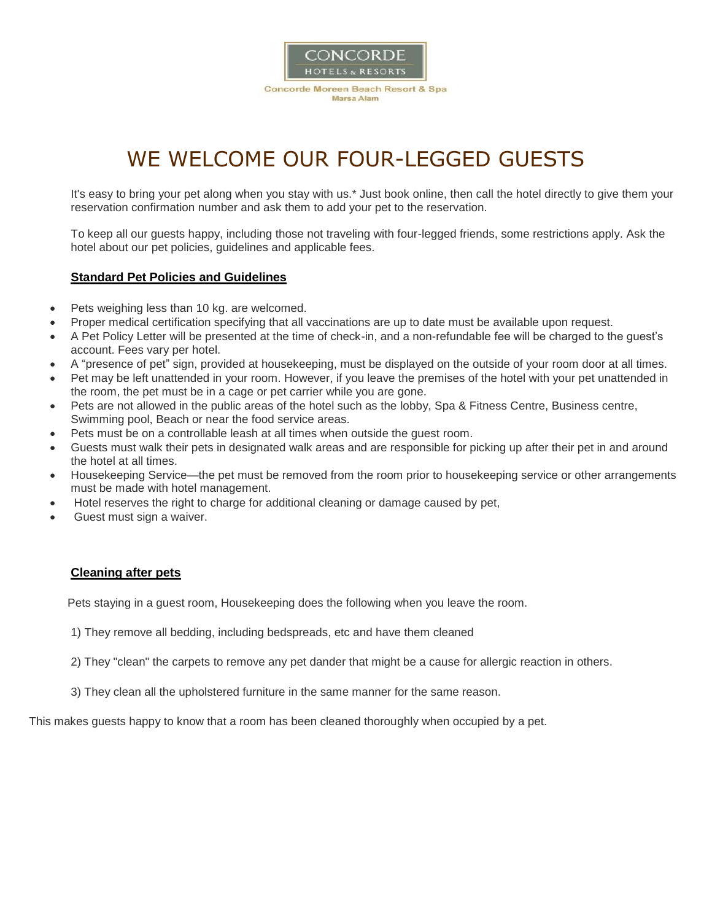CONCORDE

HOTELS & RESORTS

Concorde Moreen Beach Resort & Spa

Marsa Alam

# WE WELCOME OUR FOUR-LEGGED GUESTS

It's easy to bring your pet along when you stay with us.* Just book online, then call the hotel directly to give them your reservation confirmation number and ask them to add your pet to the reservation.

To keep all our guests happy, including those not traveling with four-legged friends, some restrictions apply. Ask the hotel about our pet policies, guidelines and applicable fees.

**Standard Pet Policies and Guidelines**

- Pets weighing less than 10 kg. are welcomed.
- Proper medical certification specifying that all vaccinations are up to date must be available upon request.
- A Pet Policy Letter will be presented at the time of check-in, and a non-refundable fee will be charged to the guest's account. Fees vary per hotel.
- A "presence of pet" sign, provided at housekeeping, must be displayed on the outside of your room door at all times.
- Pet may be left unattended in your room. However, if you leave the premises of the hotel with your pet unattended in the room, the pet must be in a cage or pet carrier while you are gone.
- Pets are not allowed in the public areas of the hotel such as the lobby, Spa & Fitness Centre, Business centre, Swimming pool, Beach or near the food service areas.
- Pets must be on a controllable leash at all times when outside the guest room.
- Guests must walk their pets in designated walk areas and are responsible for picking up after their pet in and around the hotel at all times.
- Housekeeping Service—the pet must be removed from the room prior to housekeeping service or other arrangements must be made with hotel management.
- Hotel reserves the right to charge for additional cleaning or damage caused by pet,
- Guest must sign a waiver.

**Cleaning after pets**

Pets staying in a guest room, Housekeeping does the following when you leave the room.

1) They remove all bedding, including bedspreads, etc and have them cleaned

2) They "clean" the carpets to remove any pet dander that might be a cause for allergic reaction in others.

3) They clean all the upholstered furniture in the same manner for the same reason.

This makes guests happy to know that a room has been cleaned thoroughly when occupied by a pet.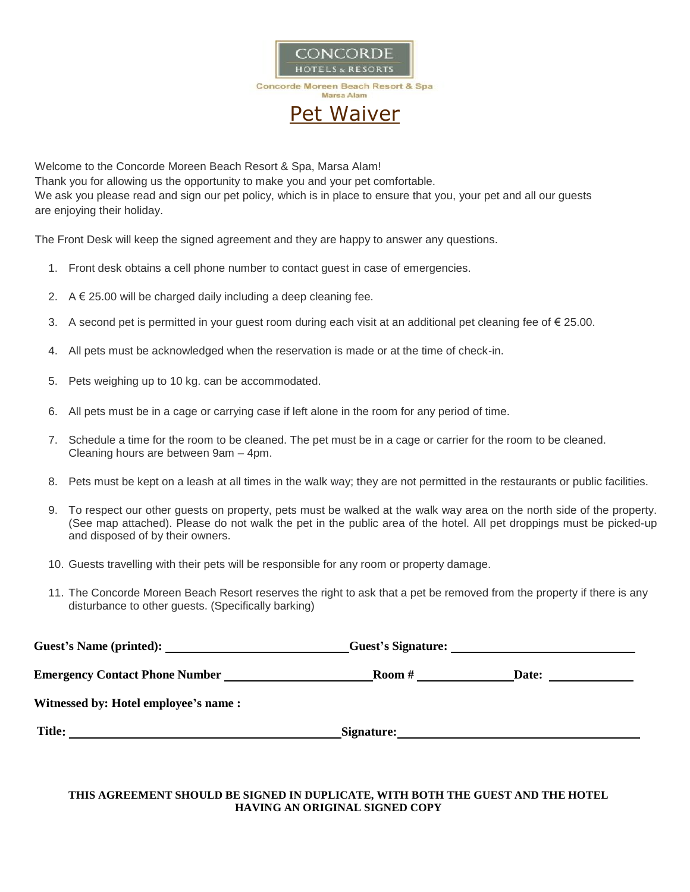CONCORDE
HOTELS & RESORTS

Concorde Moreen Beach Resort & Spa
Marsa Alam

# Pet Waiver

Welcome to the Concorde Moreen Beach Resort & Spa, Marsa Alam!
Thank you for allowing us the opportunity to make you and your pet comfortable.
We ask you please read and sign our pet policy, which is in place to ensure that you, your pet and all our guests are enjoying their holiday.

The Front Desk will keep the signed agreement and they are happy to answer any questions.

1. Front desk obtains a cell phone number to contact guest in case of emergencies.
2. A € 25.00 will be charged daily including a deep cleaning fee.
3. A second pet is permitted in your guest room during each visit at an additional pet cleaning fee of € 25.00.
4. All pets must be acknowledged when the reservation is made or at the time of check-in.
5. Pets weighing up to 10 kg. can be accommodated.
6. All pets must be in a cage or carrying case if left alone in the room for any period of time.
7. Schedule a time for the room to be cleaned. The pet must be in a cage or carrier for the room to be cleaned. Cleaning hours are between 9am – 4pm.
8. Pets must be kept on a leash at all times in the walk way; they are not permitted in the restaurants or public facilities.
9. To respect our other guests on property, pets must be walked at the walk way area on the north side of the property. (See map attached). Please do not walk the pet in the public area of the hotel. All pet droppings must be picked-up and disposed of by their owners.
10. Guests travelling with their pets will be responsible for any room or property damage.
11. The Concorde Moreen Beach Resort reserves the right to ask that a pet be removed from the property if there is any disturbance to other guests. (Specifically barking)

**Guest's Name (printed):** ______________________ **Guest's Signature:** ______________________

**Emergency Contact Phone Number** ______________________ **Room #** ____________ **Date:** ____________

**Witnessed by: Hotel employee's name :**

**Title:** ______________________ **Signature:** ______________________

**THIS AGREEMENT SHOULD BE SIGNED IN DUPLICATE, WITH BOTH THE GUEST AND THE HOTEL HAVING AN ORIGINAL SIGNED COPY**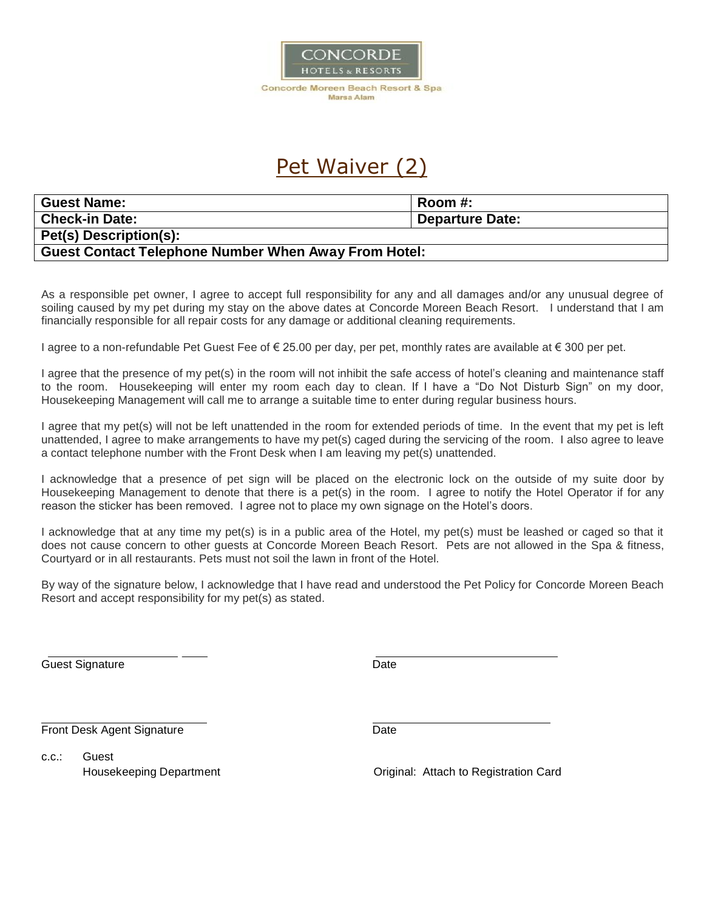CONCORDE
HOTELS & RESORTS
Concorde Moreen Beach Resort & Spa
Marsa Alam

# Pet Waiver (2)

| **Guest Name:** | **Room #:** |
|---|---|
| **Check-in Date:** | **Departure Date:** |
| **Pet(s) Description(s):** | |
| **Guest Contact Telephone Number When Away From Hotel:** | |

As a responsible pet owner, I agree to accept full responsibility for any and all damages and/or any unusual degree of soiling caused by my pet during my stay on the above dates at Concorde Moreen Beach Resort. I understand that I am financially responsible for all repair costs for any damage or additional cleaning requirements.

I agree to a non-refundable Pet Guest Fee of € 25.00 per day, per pet, monthly rates are available at € 300 per pet.

I agree that the presence of my pet(s) in the room will not inhibit the safe access of hotel's cleaning and maintenance staff to the room. Housekeeping will enter my room each day to clean. If I have a "Do Not Disturb Sign" on my door, Housekeeping Management will call me to arrange a suitable time to enter during regular business hours.

I agree that my pet(s) will not be left unattended in the room for extended periods of time. In the event that my pet is left unattended, I agree to make arrangements to have my pet(s) caged during the servicing of the room. I also agree to leave a contact telephone number with the Front Desk when I am leaving my pet(s) unattended.

I acknowledge that a presence of pet sign will be placed on the electronic lock on the outside of my suite door by Housekeeping Management to denote that there is a pet(s) in the room. I agree to notify the Hotel Operator if for any reason the sticker has been removed. I agree not to place my own signage on the Hotel's doors.

I acknowledge that at any time my pet(s) is in a public area of the Hotel, my pet(s) must be leashed or caged so that it does not cause concern to other guests at Concorde Moreen Beach Resort. Pets are not allowed in the Spa & fitness, Courtyard or in all restaurants. Pets must not soil the lawn in front of the Hotel.

By way of the signature below, I acknowledge that I have read and understood the Pet Policy for Concorde Moreen Beach Resort and accept responsibility for my pet(s) as stated.

______________________ &nbsp;&nbsp;&nbsp;&nbsp;&nbsp;&nbsp;&nbsp;&nbsp;&nbsp;&nbsp;&nbsp;&nbsp;&nbsp;&nbsp;&nbsp;&nbsp;&nbsp;&nbsp;&nbsp;&nbsp; ______________________

Guest Signature &nbsp;&nbsp;&nbsp;&nbsp;&nbsp;&nbsp;&nbsp;&nbsp;&nbsp;&nbsp;&nbsp;&nbsp;&nbsp;&nbsp;&nbsp;&nbsp;&nbsp;&nbsp;&nbsp;&nbsp;&nbsp;&nbsp;&nbsp;&nbsp;&nbsp;&nbsp;&nbsp;&nbsp;&nbsp;&nbsp; Date

______________________ &nbsp;&nbsp;&nbsp;&nbsp;&nbsp;&nbsp;&nbsp;&nbsp;&nbsp;&nbsp;&nbsp;&nbsp;&nbsp;&nbsp;&nbsp;&nbsp;&nbsp;&nbsp;&nbsp;&nbsp; ______________________

Front Desk Agent Signature &nbsp;&nbsp;&nbsp;&nbsp;&nbsp;&nbsp;&nbsp;&nbsp;&nbsp;&nbsp;&nbsp;&nbsp;&nbsp;&nbsp;&nbsp;&nbsp;&nbsp;&nbsp; Date

c.c.: Guest
Housekeeping Department

Original: Attach to Registration Card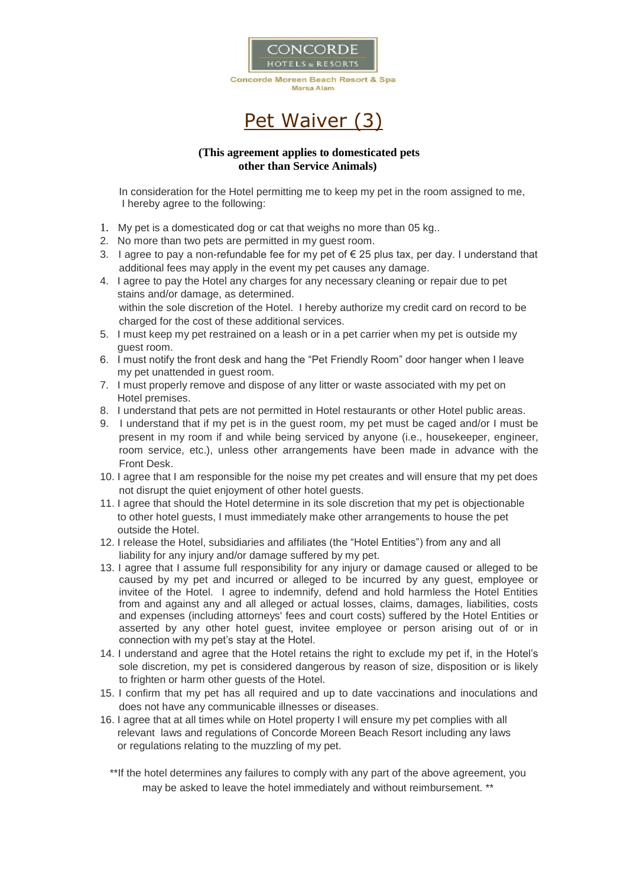CONCORDE
HOTELS & RESORTS

Concorde Moreen Beach Resort & Spa
Marsa Alam

# Pet Waiver (3)

**(This agreement applies to domesticated pets other than Service Animals)**

In consideration for the Hotel permitting me to keep my pet in the room assigned to me, I hereby agree to the following:

1. My pet is a domesticated dog or cat that weighs no more than 05 kg..
2. No more than two pets are permitted in my guest room.
3. I agree to pay a non-refundable fee for my pet of € 25 plus tax, per day. I understand that additional fees may apply in the event my pet causes any damage.
4. I agree to pay the Hotel any charges for any necessary cleaning or repair due to pet stains and/or damage, as determined.
   within the sole discretion of the Hotel. I hereby authorize my credit card on record to be charged for the cost of these additional services.
5. I must keep my pet restrained on a leash or in a pet carrier when my pet is outside my guest room.
6. I must notify the front desk and hang the "Pet Friendly Room" door hanger when I leave my pet unattended in guest room.
7. I must properly remove and dispose of any litter or waste associated with my pet on Hotel premises.
8. I understand that pets are not permitted in Hotel restaurants or other Hotel public areas.
9. I understand that if my pet is in the guest room, my pet must be caged and/or I must be present in my room if and while being serviced by anyone (i.e., housekeeper, engineer, room service, etc.), unless other arrangements have been made in advance with the Front Desk.
10. I agree that I am responsible for the noise my pet creates and will ensure that my pet does not disrupt the quiet enjoyment of other hotel guests.
11. I agree that should the Hotel determine in its sole discretion that my pet is objectionable to other hotel guests, I must immediately make other arrangements to house the pet outside the Hotel.
12. I release the Hotel, subsidiaries and affiliates (the "Hotel Entities") from any and all liability for any injury and/or damage suffered by my pet.
13. I agree that I assume full responsibility for any injury or damage caused or alleged to be caused by my pet and incurred or alleged to be incurred by any guest, employee or invitee of the Hotel. I agree to indemnify, defend and hold harmless the Hotel Entities from and against any and all alleged or actual losses, claims, damages, liabilities, costs and expenses (including attorneys' fees and court costs) suffered by the Hotel Entities or asserted by any other hotel guest, invitee employee or person arising out of or in connection with my pet's stay at the Hotel.
14. I understand and agree that the Hotel retains the right to exclude my pet if, in the Hotel's sole discretion, my pet is considered dangerous by reason of size, disposition or is likely to frighten or harm other guests of the Hotel.
15. I confirm that my pet has all required and up to date vaccinations and inoculations and does not have any communicable illnesses or diseases.
16. I agree that at all times while on Hotel property I will ensure my pet complies with all relevant laws and regulations of Concorde Moreen Beach Resort including any laws or regulations relating to the muzzling of my pet.

**If the hotel determines any failures to comply with any part of the above agreement, you may be asked to leave the hotel immediately and without reimbursement. **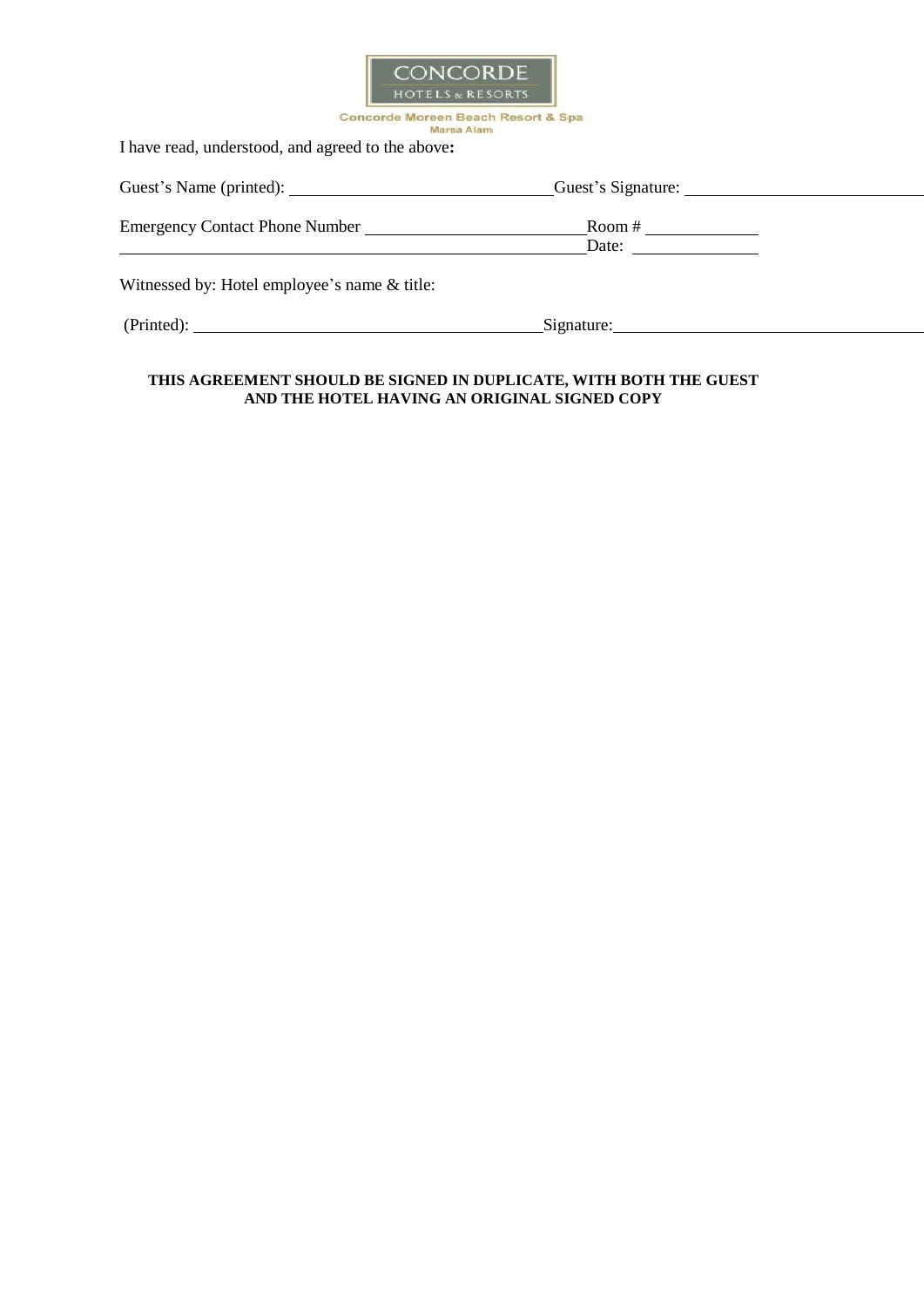CONCORDE
HOTELS & RESORTS

Concorde Moreen Beach Resort & Spa
Marsa Alam

I have read, understood, and agreed to the above**:**

Guest's Name (printed): ______________________________ Guest's Signature: ______________________________

Emergency Contact Phone Number ______________________________ Room # ______________
______________________________________________________________ Date: ______________

Witnessed by: Hotel employee's name & title:

(Printed): ________________________________________ Signature: ________________________________________

**THIS AGREEMENT SHOULD BE SIGNED IN DUPLICATE, WITH BOTH THE GUEST AND THE HOTEL HAVING AN ORIGINAL SIGNED COPY**